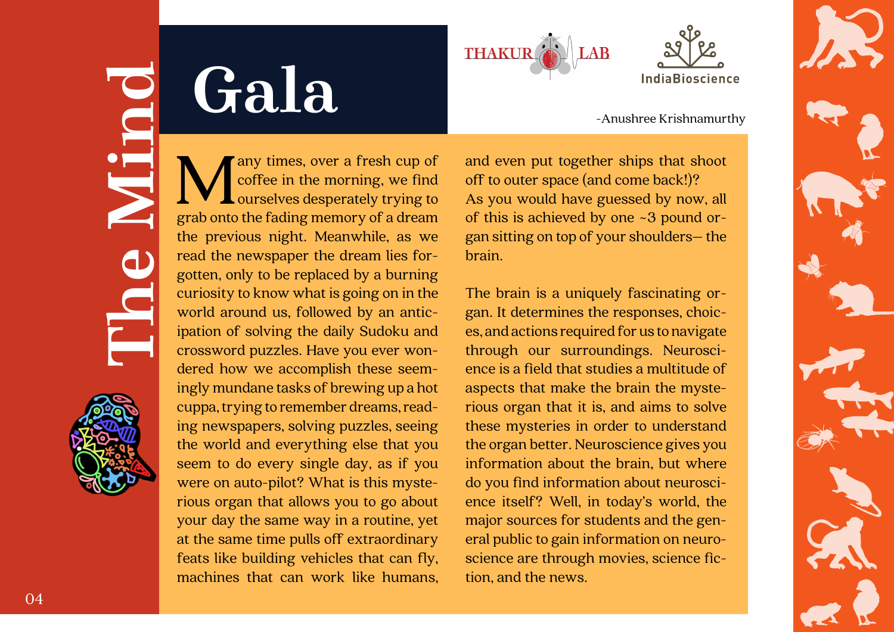# Gala

-Anushree Krishnamurthy

Many times, over a fresh cup of coffee in the morning, we find ourselves desperately trying to grab onto the fading memory of a dream the previous night. Meanwhile, as we read the newspaper the dream lies forgotten, only to be replaced by a burning curiosity to know what is going on in the world around us, followed by an anticipation of solving the daily Sudoku and crossword puzzles. Have you ever wondered how we accomplish these seemingly mundane tasks of brewing up a hot cuppa, trying to remember dreams, reading newspapers, solving puzzles, seeing the world and everything else that you seem to do every single day, as if you were on auto-pilot? What is this mysterious organ that allows you to go about your day the same way in a routine, yet at the same time pulls off extraordinary feats like building vehicles that can fly, machines that can work like humans, and even put together ships that shoot off to outer space (and come back!)?
As you would have guessed by now, all of this is achieved by one ~3 pound organ sitting on top of your shoulders– the brain.

The brain is a uniquely fascinating organ. It determines the responses, choices, and actions required for us to navigate through our surroundings. Neuroscience is a field that studies a multitude of aspects that make the brain the mysterious organ that it is, and aims to solve these mysteries in order to understand the organ better. Neuroscience gives you information about the brain, but where do you find information about neuroscience itself? Well, in today's world, the major sources for students and the general public to gain information on neuroscience are through movies, science fiction, and the news.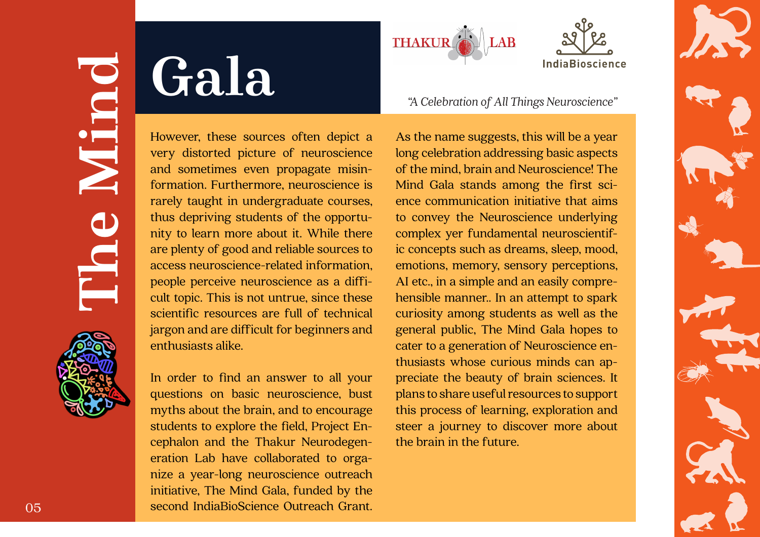# The Mind Gala

*"A Celebration of All Things Neuroscience"*

However, these sources often depict a very distorted picture of neuroscience and sometimes even propagate misinformation. Furthermore, neuroscience is rarely taught in undergraduate courses, thus depriving students of the opportunity to learn more about it. While there are plenty of good and reliable sources to access neuroscience-related information, people perceive neuroscience as a difficult topic. This is not untrue, since these scientific resources are full of technical jargon and are difficult for beginners and enthusiasts alike.

In order to find an answer to all your questions on basic neuroscience, bust myths about the brain, and to encourage students to explore the field, Project Encephalon and the Thakur Neurodegeneration Lab have collaborated to organize a year-long neuroscience outreach initiative, The Mind Gala, funded by the second IndiaBioScience Outreach Grant.

As the name suggests, this will be a year long celebration addressing basic aspects of the mind, brain and Neuroscience! The Mind Gala stands among the first science communication initiative that aims to convey the Neuroscience underlying complex yer fundamental neuroscientific concepts such as dreams, sleep, mood, emotions, memory, sensory perceptions, AI etc., in a simple and an easily comprehensible manner.. In an attempt to spark curiosity among students as well as the general public, The Mind Gala hopes to cater to a generation of Neuroscience enthusiasts whose curious minds can appreciate the beauty of brain sciences. It plans to share useful resources to support this process of learning, exploration and steer a journey to discover more about the brain in the future.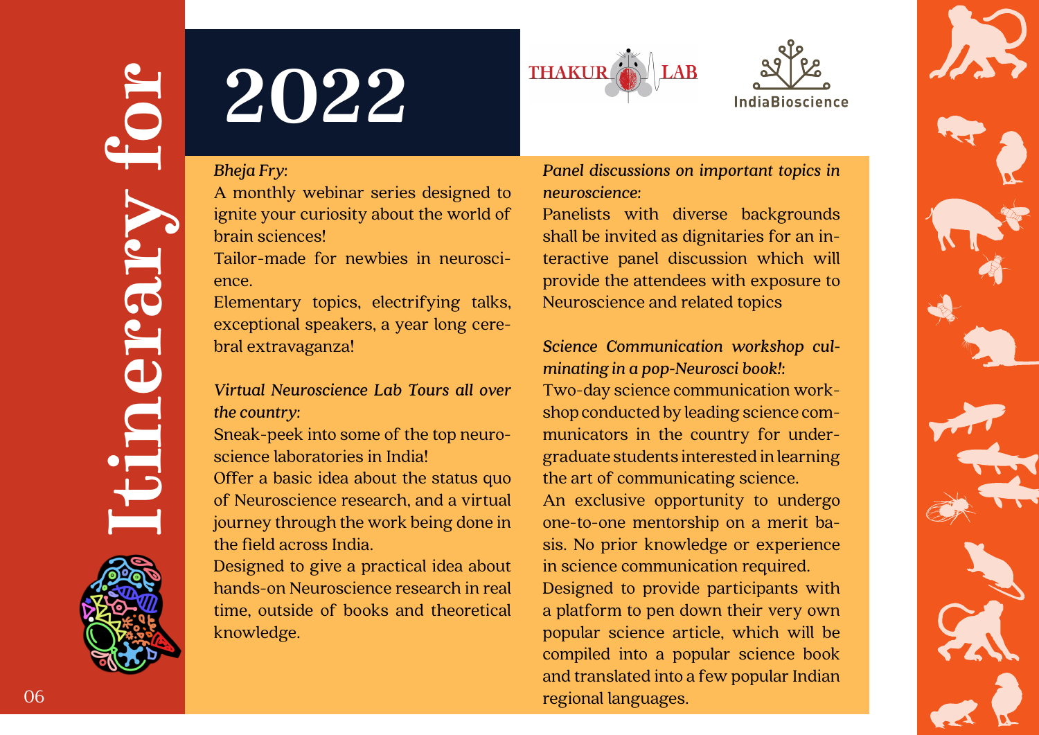# Itinerary for 2022

*Bheja Fry:*

A monthly webinar series designed to ignite your curiosity about the world of brain sciences!

Tailor-made for newbies in neuroscience.

Elementary topics, electrifying talks, exceptional speakers, a year long cerebral extravaganza!

*Virtual Neuroscience Lab Tours all over the country:*

Sneak-peek into some of the top neuroscience laboratories in India!

Offer a basic idea about the status quo of Neuroscience research, and a virtual journey through the work being done in the field across India.

Designed to give a practical idea about hands-on Neuroscience research in real time, outside of books and theoretical knowledge.

*Panel discussions on important topics in neuroscience:*

Panelists with diverse backgrounds shall be invited as dignitaries for an interactive panel discussion which will provide the attendees with exposure to Neuroscience and related topics

*Science Communication workshop culminating in a pop-Neurosci book!:*

Two-day science communication workshop conducted by leading science communicators in the country for undergraduate students interested in learning the art of communicating science.

An exclusive opportunity to undergo one-to-one mentorship on a merit basis. No prior knowledge or experience in science communication required.

Designed to provide participants with a platform to pen down their very own popular science article, which will be compiled into a popular science book and translated into a few popular Indian regional languages.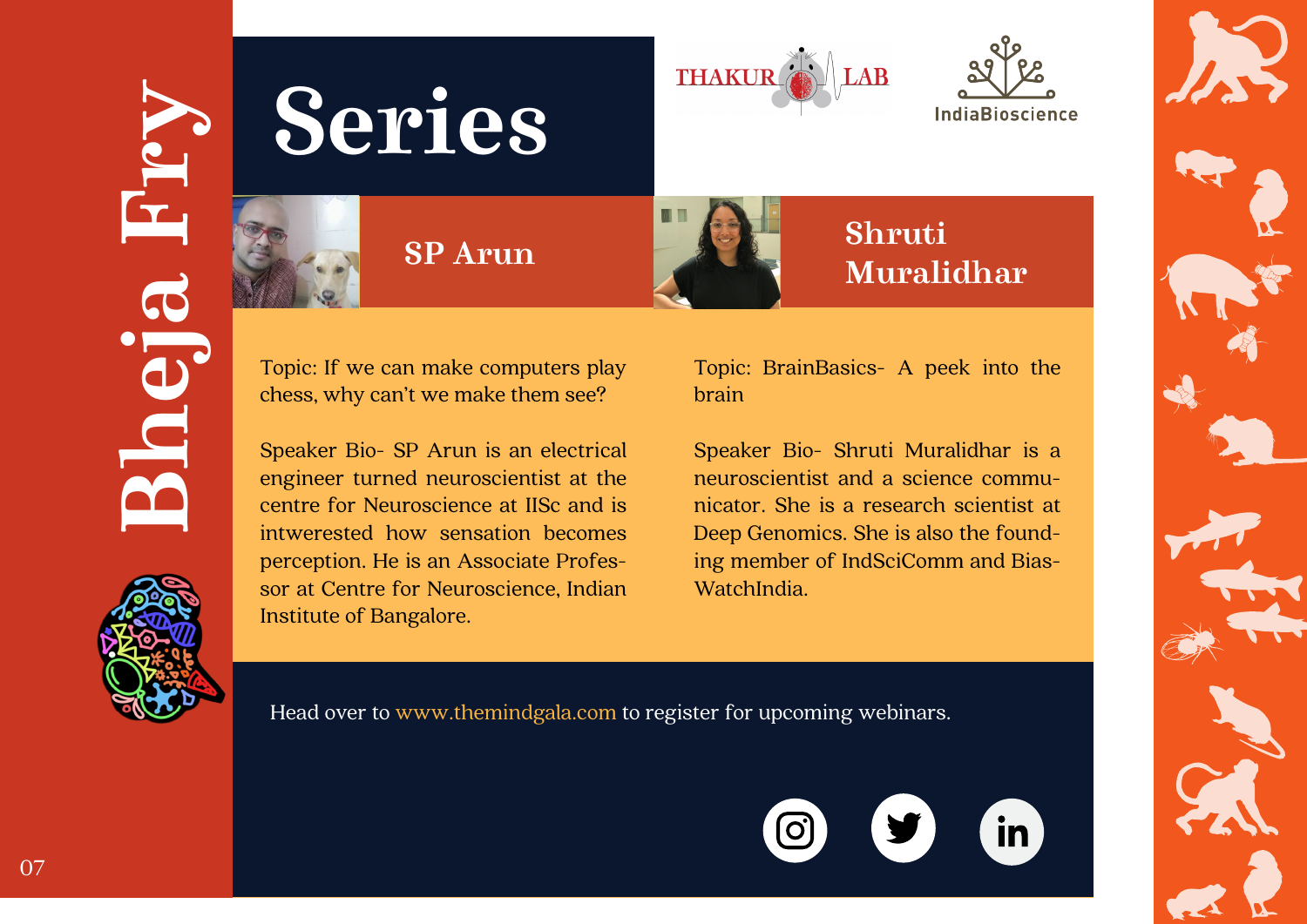# Bheja Fry Series

THAKUR LAB

IndiaBioscience

## SP Arun

Topic: If we can make computers play chess, why can't we make them see?

Speaker Bio- SP Arun is an electrical engineer turned neuroscientist at the centre for Neuroscience at IISc and is intwerested how sensation becomes perception. He is an Associate Professor at Centre for Neuroscience, Indian Institute of Bangalore.

## Shruti Muralidhar

Topic: BrainBasics- A peek into the brain

Speaker Bio- Shruti Muralidhar is a neuroscientist and a science communicator. She is a research scientist at Deep Genomics. She is also the founding member of IndSciComm and BiasWatchIndia.

Head over to www.themindgala.com to register for upcoming webinars.